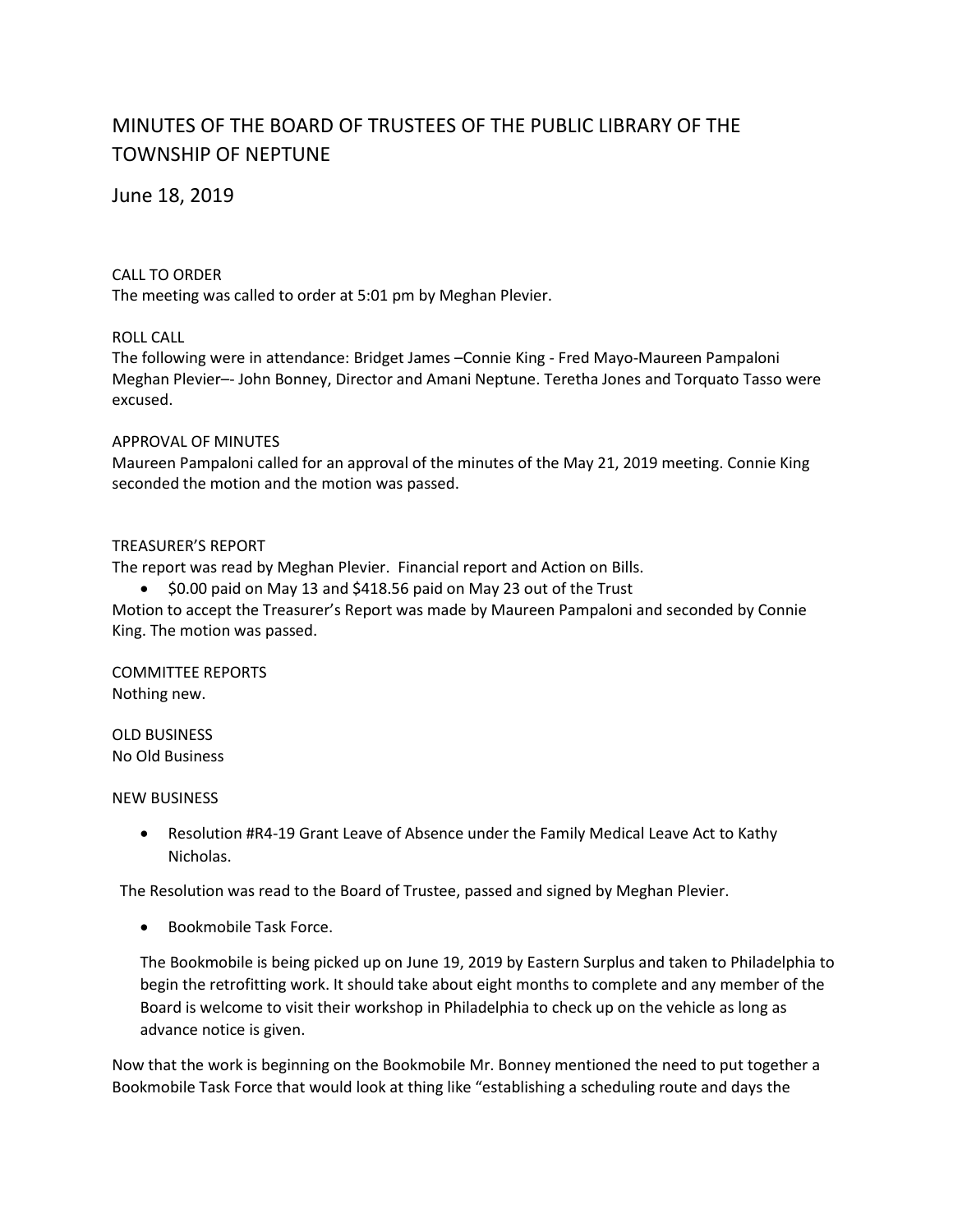# MINUTES OF THE BOARD OF TRUSTEES OF THE PUBLIC LIBRARY OF THE TOWNSHIP OF NEPTUNE

June 18, 2019

CALL TO ORDER
The meeting was called to order at 5:01 pm by Meghan Plevier.

ROLL CALL
The following were in attendance: Bridget James –Connie King - Fred Mayo-Maureen Pampaloni Meghan Plevier–- John Bonney, Director and Amani Neptune. Teretha Jones and Torquato Tasso were excused.

APPROVAL OF MINUTES
Maureen Pampaloni called for an approval of the minutes of the May 21, 2019 meeting. Connie King seconded the motion and the motion was passed.

TREASURER'S REPORT
The report was read by Meghan Plevier. Financial report and Action on Bills.

- $0.00 paid on May 13 and $418.56 paid on May 23 out of the Trust

Motion to accept the Treasurer's Report was made by Maureen Pampaloni and seconded by Connie King. The motion was passed.

COMMITTEE REPORTS
Nothing new.

OLD BUSINESS
No Old Business

NEW BUSINESS

- Resolution #R4-19 Grant Leave of Absence under the Family Medical Leave Act to Kathy Nicholas.

The Resolution was read to the Board of Trustee, passed and signed by Meghan Plevier.

- Bookmobile Task Force.

The Bookmobile is being picked up on June 19, 2019 by Eastern Surplus and taken to Philadelphia to begin the retrofitting work. It should take about eight months to complete and any member of the Board is welcome to visit their workshop in Philadelphia to check up on the vehicle as long as advance notice is given.

Now that the work is beginning on the Bookmobile Mr. Bonney mentioned the need to put together a Bookmobile Task Force that would look at thing like "establishing a scheduling route and days the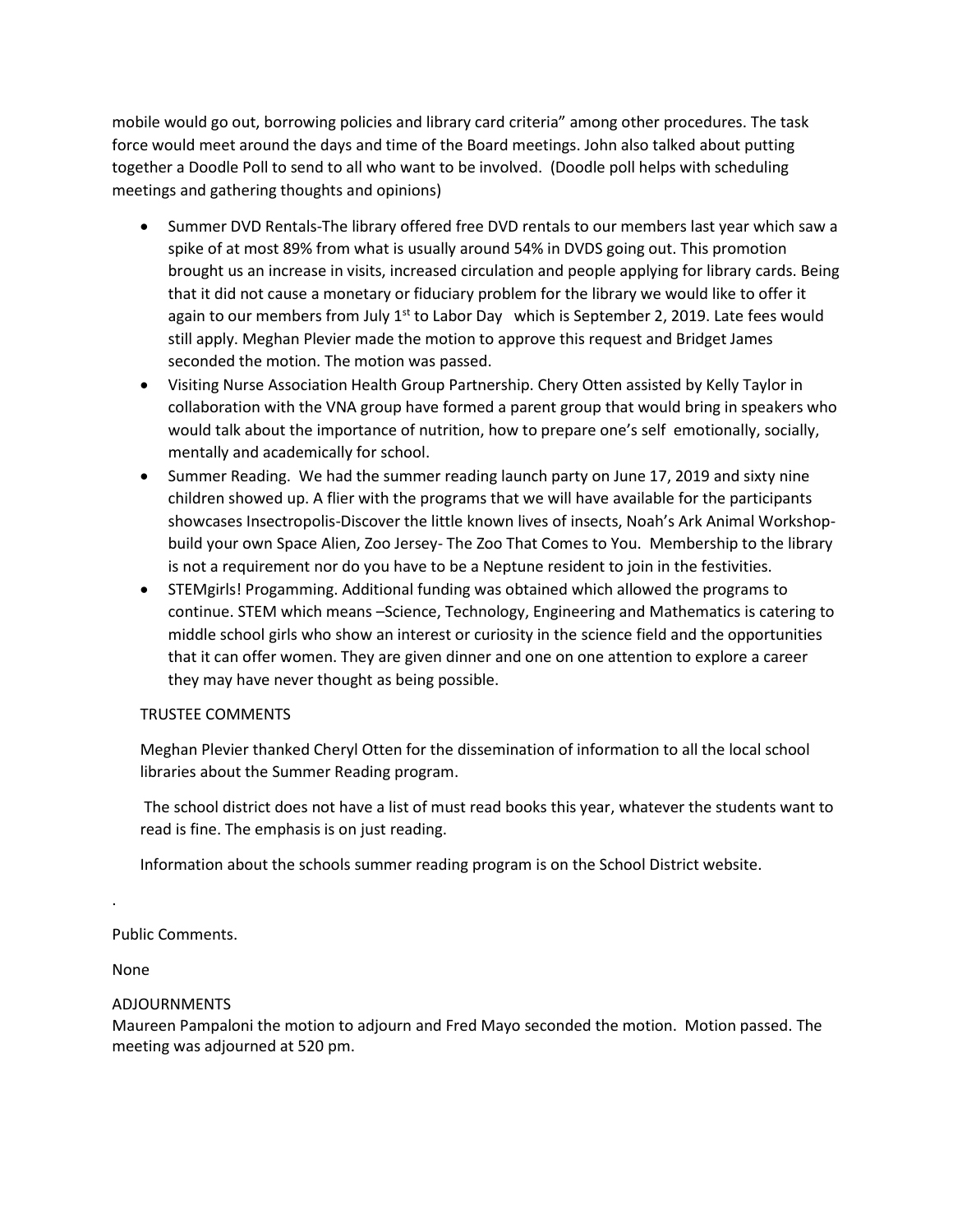mobile would go out, borrowing policies and library card criteria" among other procedures. The task force would meet around the days and time of the Board meetings. John also talked about putting together a Doodle Poll to send to all who want to be involved. (Doodle poll helps with scheduling meetings and gathering thoughts and opinions)

- Summer DVD Rentals-The library offered free DVD rentals to our members last year which saw a spike of at most 89% from what is usually around 54% in DVDS going out. This promotion brought us an increase in visits, increased circulation and people applying for library cards. Being that it did not cause a monetary or fiduciary problem for the library we would like to offer it again to our members from July 1st to Labor Day which is September 2, 2019. Late fees would still apply. Meghan Plevier made the motion to approve this request and Bridget James seconded the motion. The motion was passed.
- Visiting Nurse Association Health Group Partnership. Chery Otten assisted by Kelly Taylor in collaboration with the VNA group have formed a parent group that would bring in speakers who would talk about the importance of nutrition, how to prepare one's self emotionally, socially, mentally and academically for school.
- Summer Reading. We had the summer reading launch party on June 17, 2019 and sixty nine children showed up. A flier with the programs that we will have available for the participants showcases Insectropolis-Discover the little known lives of insects, Noah's Ark Animal Workshop-build your own Space Alien, Zoo Jersey- The Zoo That Comes to You. Membership to the library is not a requirement nor do you have to be a Neptune resident to join in the festivities.
- STEMgirls! Progamming. Additional funding was obtained which allowed the programs to continue. STEM which means –Science, Technology, Engineering and Mathematics is catering to middle school girls who show an interest or curiosity in the science field and the opportunities that it can offer women. They are given dinner and one on one attention to explore a career they may have never thought as being possible.

TRUSTEE COMMENTS

Meghan Plevier thanked Cheryl Otten for the dissemination of information to all the local school libraries about the Summer Reading program.

The school district does not have a list of must read books this year, whatever the students want to read is fine. The emphasis is on just reading.

Information about the schools summer reading program is on the School District website.

.

Public Comments.

None

ADJOURNMENTS

Maureen Pampaloni the motion to adjourn and Fred Mayo seconded the motion. Motion passed. The meeting was adjourned at 520 pm.